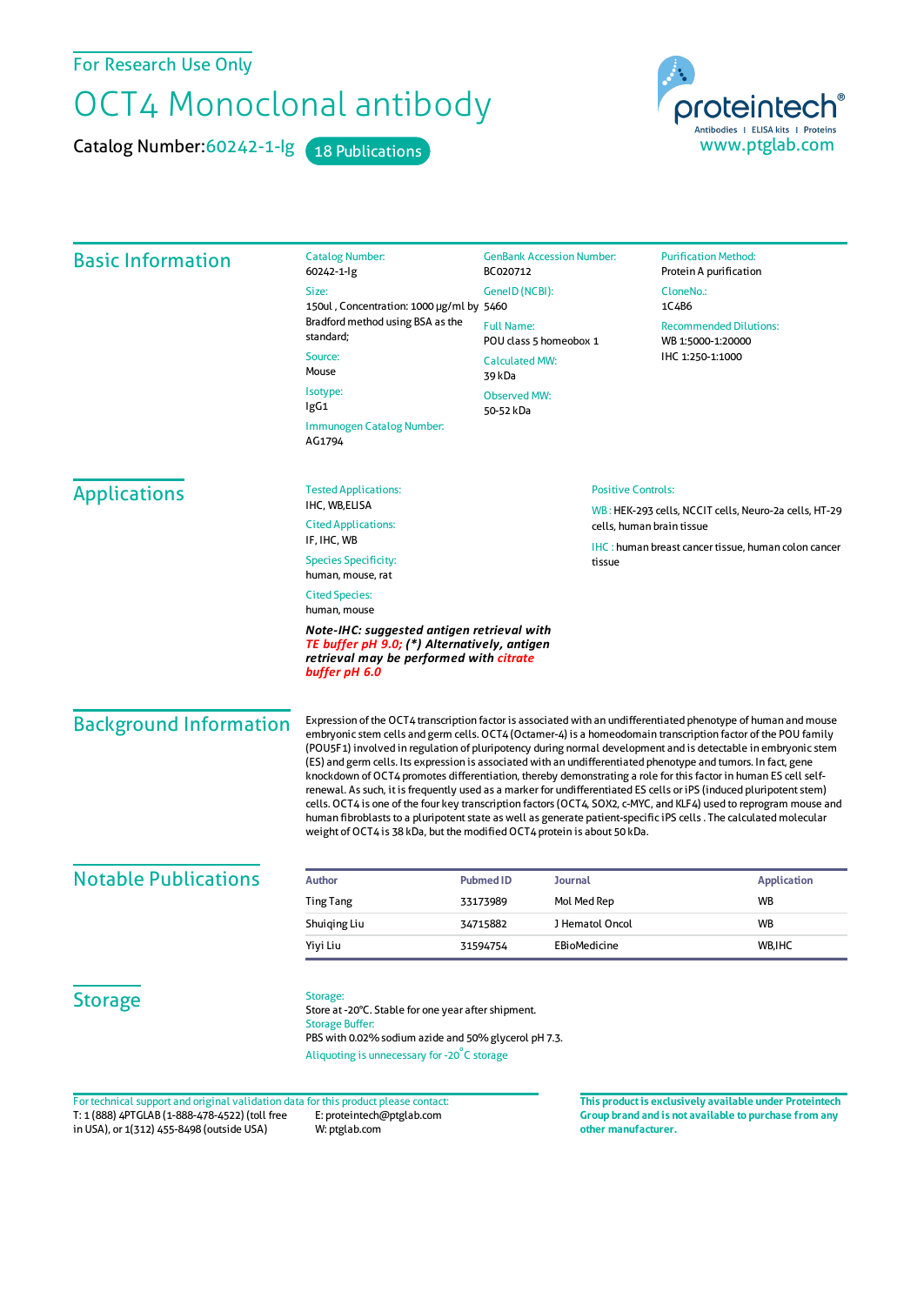For Research Use Only

# OCT4 Monoclonal antibody

Catalog Number: 60242-1-Ig    18 Publications

proteintech®
Antibodies | ELISA kits | Proteins
www.ptglab.com

## Basic Information

Catalog Number:
60242-1-Ig

Size:
150ul , Concentration: 1000 μg/ml by Bradford method using BSA as the standard;

Source:
Mouse

Isotype:
IgG1

Immunogen Catalog Number:
AG1794

GenBank Accession Number:
BC020712

GeneID (NCBI):
5460

Full Name:
POU class 5 homeobox 1

Calculated MW:
39 kDa

Observed MW:
50-52 kDa

Purification Method:
Protein A purification

CloneNo.:
1C4B6

Recommended Dilutions:
WB 1:5000-1:20000
IHC 1:250-1:1000

## Applications

Tested Applications:
IHC, WB,ELISA

Cited Applications:
IF, IHC, WB

Species Specificity:
human, mouse, rat

Cited Species:
human, mouse

***Note-IHC: suggested antigen retrieval with TE buffer pH 9.0; (\*) Alternatively, antigen retrieval may be performed with citrate buffer pH 6.0***

Positive Controls:

WB : HEK-293 cells, NCCIT cells, Neuro-2a cells, HT-29 cells, human brain tissue

IHC : human breast cancer tissue, human colon cancer tissue

## Background Information

Expression of the OCT4 transcription factor is associated with an undifferentiated phenotype of human and mouse embryonic stem cells and germ cells. OCT4 (Octamer-4) is a homeodomain transcription factor of the POU family (POU5F1) involved in regulation of pluripotency during normal development and is detectable in embryonic stem (ES) and germ cells. Its expression is associated with an undifferentiated phenotype and tumors. In fact, gene knockdown of OCT4 promotes differentiation, thereby demonstrating a role for this factor in human ES cell self-renewal. As such, it is frequently used as a marker for undifferentiated ES cells or iPS (induced pluripotent stem) cells. OCT4 is one of the four key transcription factors (OCT4, SOX2, c-MYC, and KLF4) used to reprogram mouse and human fibroblasts to a pluripotent state as well as generate patient-specific iPS cells . The calculated molecular weight of OCT4 is 38 kDa, but the modified OCT4 protein is about 50 kDa.

## Notable Publications

| Author | Pubmed ID | Journal | Application |
|---|---|---|---|
| Ting Tang | 33173989 | Mol Med Rep | WB |
| Shuiqing Liu | 34715882 | J Hematol Oncol | WB |
| Yiyi Liu | 31594754 | EBioMedicine | WB,IHC |

## Storage

Storage:
Store at -20°C. Stable for one year after shipment.
Storage Buffer:
PBS with 0.02% sodium azide and 50% glycerol pH 7.3.
Aliquoting is unnecessary for -20°C storage

For technical support and original validation data for this product please contact:
T: 1 (888) 4PTGLAB (1-888-478-4522) (toll free in USA), or 1(312) 455-8498 (outside USA)
E: proteintech@ptglab.com
W: ptglab.com

**This product is exclusively available under Proteintech Group brand and is not available to purchase from any other manufacturer.**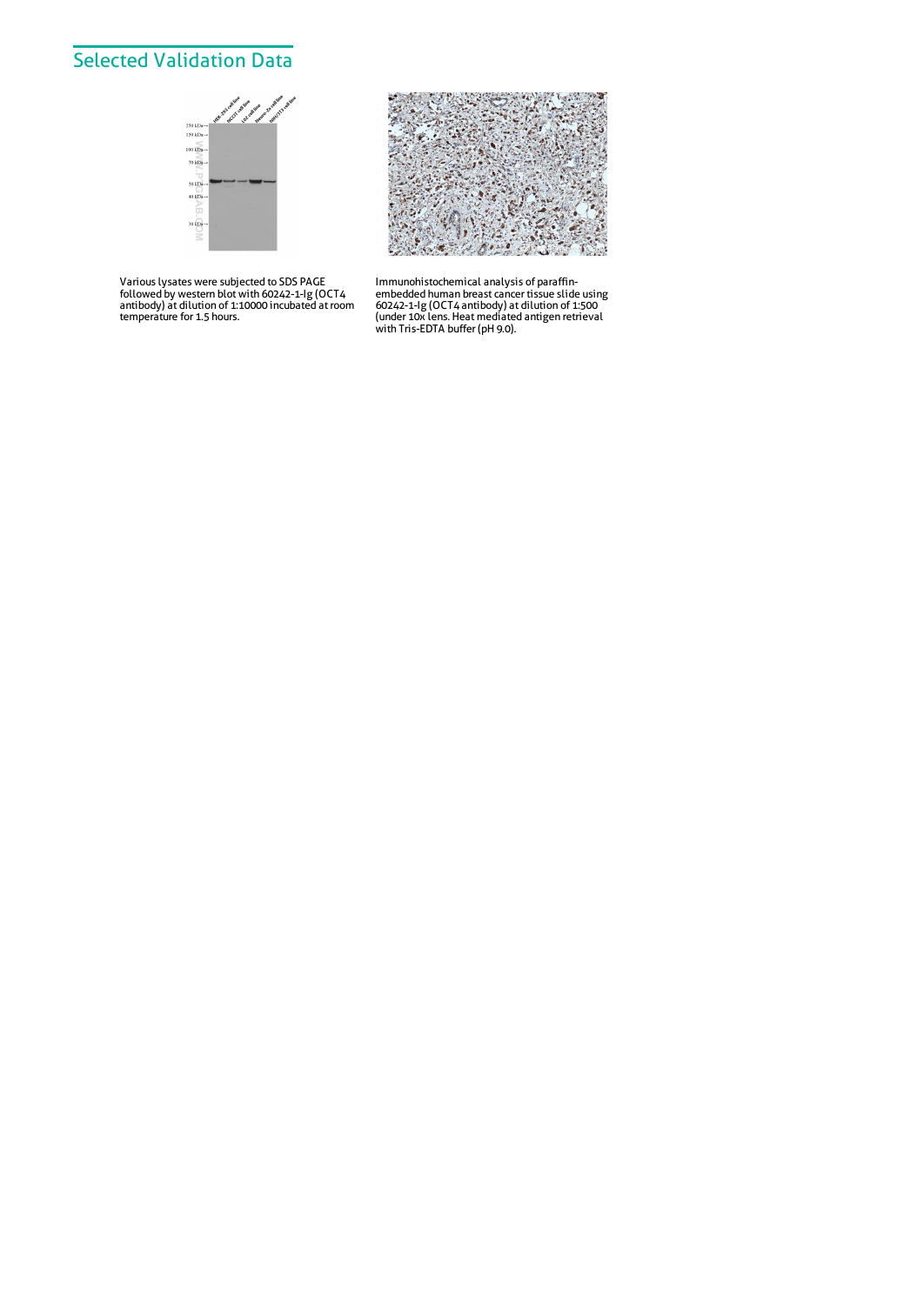## Selected Validation Data

Various lysates were subjected to SDS PAGE followed by western blot with 60242-1-Ig (OCT4 antibody) at dilution of 1:10000 incubated at room temperature for 1.5 hours.

Immunohistochemical analysis of paraffin-embedded human breast cancer tissue slide using 60242-1-Ig (OCT4 antibody) at dilution of 1:500 (under 10x lens. Heat mediated antigen retrieval with Tris-EDTA buffer (pH 9.0).